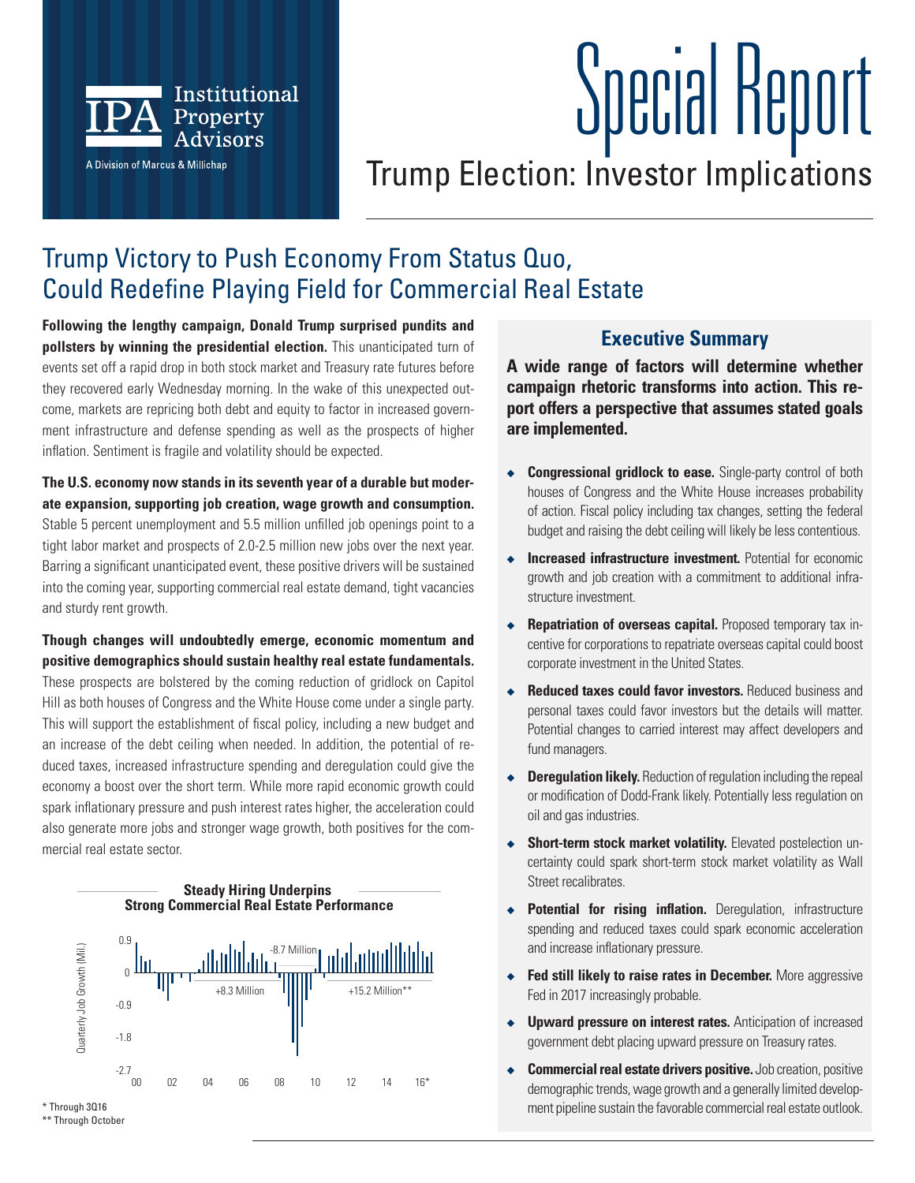Institutional Property Advisors

A Division of Marcus & Millichap

# Special Report

## Trump Election: Investor Implications

## Trump Victory to Push Economy From Status Quo, Could Redefine Playing Field for Commercial Real Estate

**Following the lengthy campaign, Donald Trump surprised pundits and pollsters by winning the presidential election.** This unanticipated turn of events set off a rapid drop in both stock market and Treasury rate futures before they recovered early Wednesday morning. In the wake of this unexpected outcome, markets are repricing both debt and equity to factor in increased government infrastructure and defense spending as well as the prospects of higher inflation. Sentiment is fragile and volatility should be expected.

**The U.S. economy now stands in its seventh year of a durable but moderate expansion, supporting job creation, wage growth and consumption.** Stable 5 percent unemployment and 5.5 million unfilled job openings point to a tight labor market and prospects of 2.0-2.5 million new jobs over the next year. Barring a significant unanticipated event, these positive drivers will be sustained into the coming year, supporting commercial real estate demand, tight vacancies and sturdy rent growth.

**Though changes will undoubtedly emerge, economic momentum and positive demographics should sustain healthy real estate fundamentals.** These prospects are bolstered by the coming reduction of gridlock on Capitol Hill as both houses of Congress and the White House come under a single party. This will support the establishment of fiscal policy, including a new budget and an increase of the debt ceiling when needed. In addition, the potential of reduced taxes, increased infrastructure spending and deregulation could give the economy a boost over the short term. While more rapid economic growth could spark inflationary pressure and push interest rates higher, the acceleration could also generate more jobs and stronger wage growth, both positives for the commercial real estate sector.

**Steady Hiring Underpins Strong Commercial Real Estate Performance**

Quarterly Job Growth (Mil.)

0.9
0
-0.9
-1.8
-2.7

00 02 04 06 08 10 12 14 16*

+8.3 Million
-8.7 Million
+15.2 Million**

\* Through 3Q16

\*\* Through October

### Executive Summary

**A wide range of factors will determine whether campaign rhetoric transforms into action. This report offers a perspective that assumes stated goals are implemented.**

- **Congressional gridlock to ease.** Single-party control of both houses of Congress and the White House increases probability of action. Fiscal policy including tax changes, setting the federal budget and raising the debt ceiling will likely be less contentious.
- **Increased infrastructure investment.** Potential for economic growth and job creation with a commitment to additional infrastructure investment.
- **Repatriation of overseas capital.** Proposed temporary tax incentive for corporations to repatriate overseas capital could boost corporate investment in the United States.
- **Reduced taxes could favor investors.** Reduced business and personal taxes could favor investors but the details will matter. Potential changes to carried interest may affect developers and fund managers.
- **Deregulation likely.** Reduction of regulation including the repeal or modification of Dodd-Frank likely. Potentially less regulation on oil and gas industries.
- **Short-term stock market volatility.** Elevated postelection uncertainty could spark short-term stock market volatility as Wall Street recalibrates.
- **Potential for rising inflation.** Deregulation, infrastructure spending and reduced taxes could spark economic acceleration and increase inflationary pressure.
- **Fed still likely to raise rates in December.** More aggressive Fed in 2017 increasingly probable.
- **Upward pressure on interest rates.** Anticipation of increased government debt placing upward pressure on Treasury rates.
- **Commercial real estate drivers positive.** Job creation, positive demographic trends, wage growth and a generally limited development pipeline sustain the favorable commercial real estate outlook.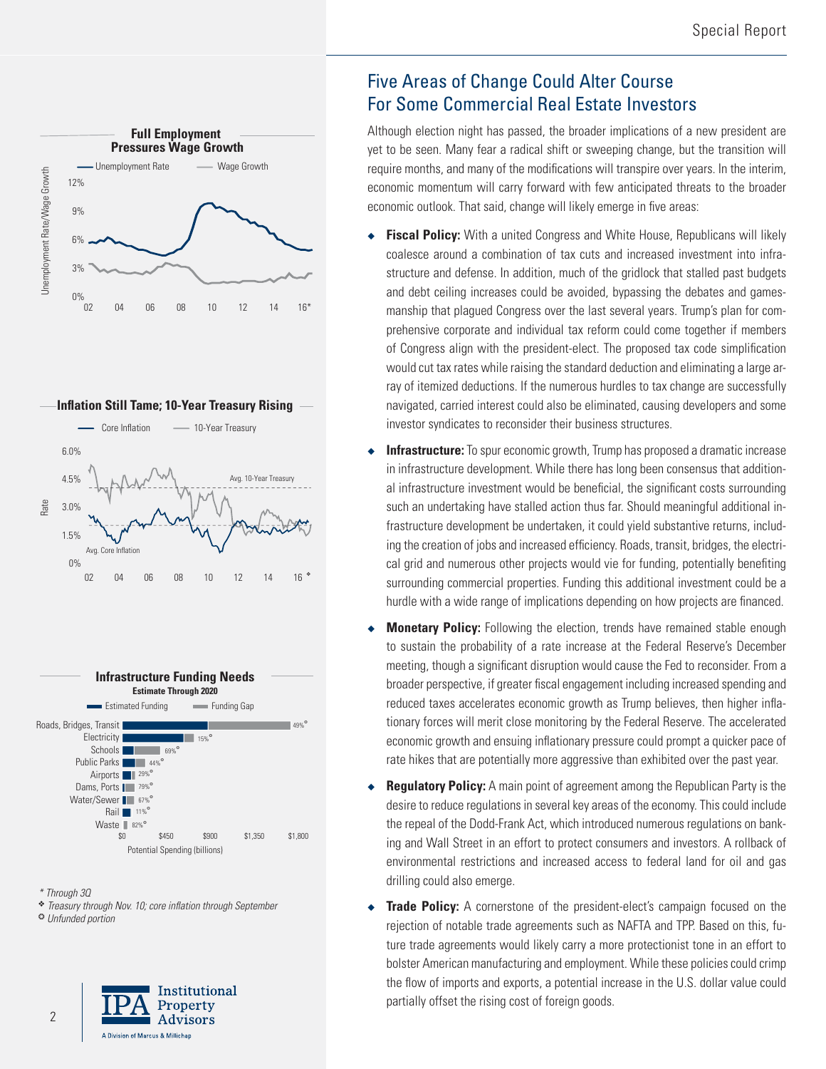**Full Employment Pressures Wage Growth**

Unemployment Rate
Wage Growth

Unemployment Rate/Wage Growth

12%
9%
6%
3%
0%

02 04 06 08 10 12 14 16*

**Inflation Still Tame; 10-Year Treasury Rising**

Core Inflation
10-Year Treasury

Rate

6.0%
4.5%
3.0%
1.5%
0%

Avg. 10-Year Treasury
Avg. Core Inflation

02 04 06 08 10 12 14 16 ❖

**Infrastructure Funding Needs**
**Estimate Through 2020**

Estimated Funding
Funding Gap

Roads, Bridges, Transit 49%❂
Electricity 15%❂
Schools 69%❂
Public Parks 44%❂
Airports 29%❂
Dams, Ports 79%❂
Water/Sewer 67%❂
Rail 11%❂
Waste 82%❂

$0 $450 $900 $1,350 $1,800

Potential Spending (billions)

*\* Through 3Q*
*❖ Treasury through Nov. 10; core inflation through September*
*❂ Unfunded portion*

## Five Areas of Change Could Alter Course For Some Commercial Real Estate Investors

Although election night has passed, the broader implications of a new president are yet to be seen. Many fear a radical shift or sweeping change, but the transition will require months, and many of the modifications will transpire over years. In the interim, economic momentum will carry forward with few anticipated threats to the broader economic outlook. That said, change will likely emerge in five areas:

- **Fiscal Policy:** With a united Congress and White House, Republicans will likely coalesce around a combination of tax cuts and increased investment into infrastructure and defense. In addition, much of the gridlock that stalled past budgets and debt ceiling increases could be avoided, bypassing the debates and gamesmanship that plagued Congress over the last several years. Trump's plan for comprehensive corporate and individual tax reform could come together if members of Congress align with the president-elect. The proposed tax code simplification would cut tax rates while raising the standard deduction and eliminating a large array of itemized deductions. If the numerous hurdles to tax change are successfully navigated, carried interest could also be eliminated, causing developers and some investor syndicates to reconsider their business structures.
- **Infrastructure:** To spur economic growth, Trump has proposed a dramatic increase in infrastructure development. While there has long been consensus that additional infrastructure investment would be beneficial, the significant costs surrounding such an undertaking have stalled action thus far. Should meaningful additional infrastructure development be undertaken, it could yield substantive returns, including the creation of jobs and increased efficiency. Roads, transit, bridges, the electrical grid and numerous other projects would vie for funding, potentially benefiting surrounding commercial properties. Funding this additional investment could be a hurdle with a wide range of implications depending on how projects are financed.
- **Monetary Policy:** Following the election, trends have remained stable enough to sustain the probability of a rate increase at the Federal Reserve's December meeting, though a significant disruption would cause the Fed to reconsider. From a broader perspective, if greater fiscal engagement including increased spending and reduced taxes accelerates economic growth as Trump believes, then higher inflationary forces will merit close monitoring by the Federal Reserve. The accelerated economic growth and ensuing inflationary pressure could prompt a quicker pace of rate hikes that are potentially more aggressive than exhibited over the past year.
- **Regulatory Policy:** A main point of agreement among the Republican Party is the desire to reduce regulations in several key areas of the economy. This could include the repeal of the Dodd-Frank Act, which introduced numerous regulations on banking and Wall Street in an effort to protect consumers and investors. A rollback of environmental restrictions and increased access to federal land for oil and gas drilling could also emerge.
- **Trade Policy:** A cornerstone of the president-elect's campaign focused on the rejection of notable trade agreements such as NAFTA and TPP. Based on this, future trade agreements would likely carry a more protectionist tone in an effort to bolster American manufacturing and employment. While these policies could crimp the flow of imports and exports, a potential increase in the U.S. dollar value could partially offset the rising cost of foreign goods.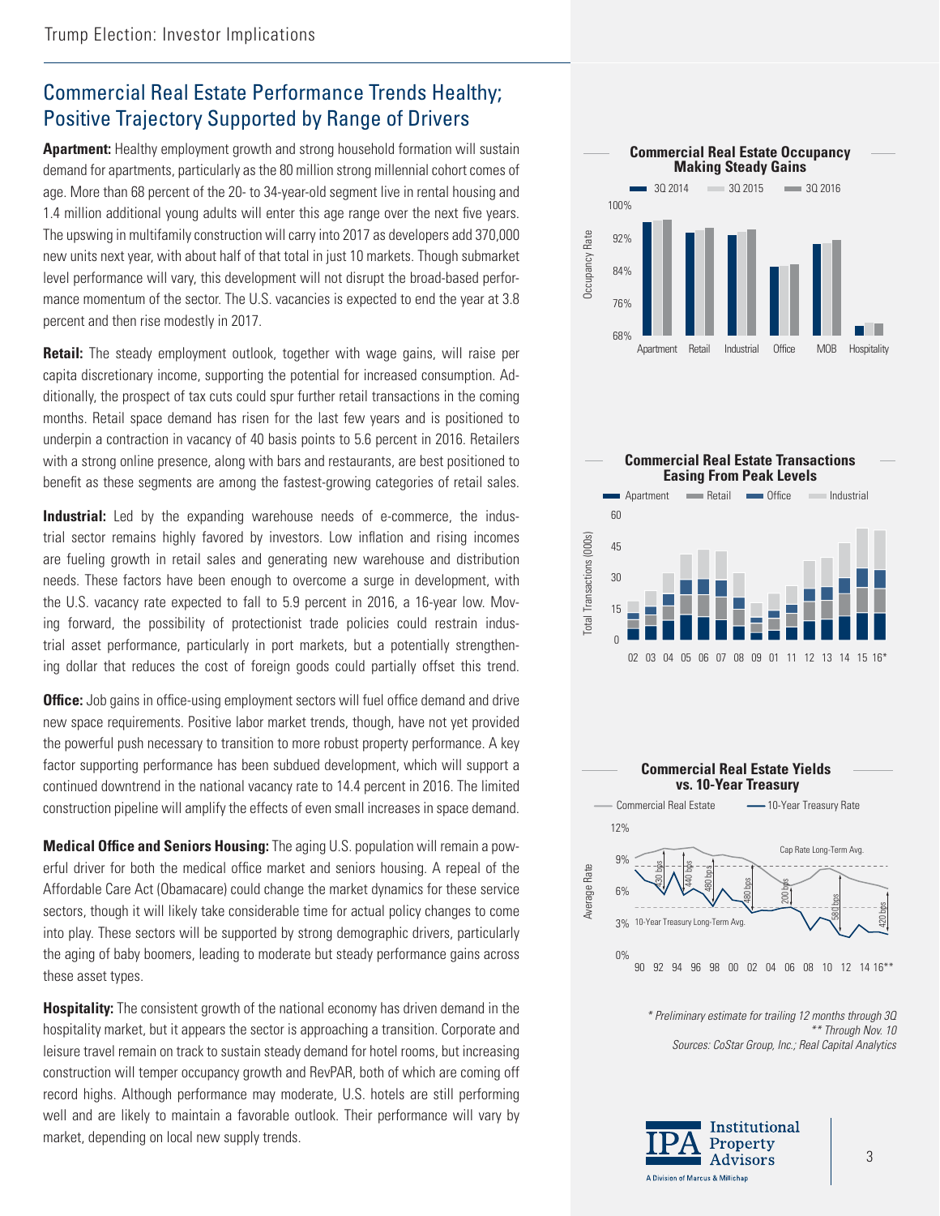## Commercial Real Estate Performance Trends Healthy; Positive Trajectory Supported by Range of Drivers

**Apartment:** Healthy employment growth and strong household formation will sustain demand for apartments, particularly as the 80 million strong millennial cohort comes of age. More than 68 percent of the 20- to 34-year-old segment live in rental housing and 1.4 million additional young adults will enter this age range over the next five years. The upswing in multifamily construction will carry into 2017 as developers add 370,000 new units next year, with about half of that total in just 10 markets. Though submarket level performance will vary, this development will not disrupt the broad-based performance momentum of the sector. The U.S. vacancies is expected to end the year at 3.8 percent and then rise modestly in 2017.

**Retail:** The steady employment outlook, together with wage gains, will raise per capita discretionary income, supporting the potential for increased consumption. Additionally, the prospect of tax cuts could spur further retail transactions in the coming months. Retail space demand has risen for the last few years and is positioned to underpin a contraction in vacancy of 40 basis points to 5.6 percent in 2016. Retailers with a strong online presence, along with bars and restaurants, are best positioned to benefit as these segments are among the fastest-growing categories of retail sales.

**Industrial:** Led by the expanding warehouse needs of e-commerce, the industrial sector remains highly favored by investors. Low inflation and rising incomes are fueling growth in retail sales and generating new warehouse and distribution needs. These factors have been enough to overcome a surge in development, with the U.S. vacancy rate expected to fall to 5.9 percent in 2016, a 16-year low. Moving forward, the possibility of protectionist trade policies could restrain industrial asset performance, particularly in port markets, but a potentially strengthening dollar that reduces the cost of foreign goods could partially offset this trend.

**Office:** Job gains in office-using employment sectors will fuel office demand and drive new space requirements. Positive labor market trends, though, have not yet provided the powerful push necessary to transition to more robust property performance. A key factor supporting performance has been subdued development, which will support a continued downtrend in the national vacancy rate to 14.4 percent in 2016. The limited construction pipeline will amplify the effects of even small increases in space demand.

**Medical Office and Seniors Housing:** The aging U.S. population will remain a powerful driver for both the medical office market and seniors housing. A repeal of the Affordable Care Act (Obamacare) could change the market dynamics for these service sectors, though it will likely take considerable time for actual policy changes to come into play. These sectors will be supported by strong demographic drivers, particularly the aging of baby boomers, leading to moderate but steady performance gains across these asset types.

**Hospitality:** The consistent growth of the national economy has driven demand in the hospitality market, but it appears the sector is approaching a transition. Corporate and leisure travel remain on track to sustain steady demand for hotel rooms, but increasing construction will temper occupancy growth and RevPAR, both of which are coming off record highs. Although performance may moderate, U.S. hotels are still performing well and are likely to maintain a favorable outlook. Their performance will vary by market, depending on local new supply trends.

**Commercial Real Estate Occupancy Making Steady Gains**

3Q 2014 | 3Q 2015 | 3Q 2016

Occupancy Rate

100%, 92%, 84%, 76%, 68%

Apartment, Retail, Industrial, Office, MOB, Hospitality

**Commercial Real Estate Transactions Easing From Peak Levels**

Apartment | Retail | Office | Industrial

Total Transactions (000s)

60, 45, 30, 15, 0

02 03 04 05 06 07 08 09 01 11 12 13 14 15 16*

**Commercial Real Estate Yields vs. 10-Year Treasury**

Commercial Real Estate | 10-Year Treasury Rate

Average Rate

12%, 9%, 6%, 3%, 0%

Cap Rate Long-Term Avg.

10-Year Treasury Long-Term Avg.

330 bps, 440 bps, 480 bps, 480 bps, 200 bps, 580 bps, 420 bps

90 92 94 96 98 00 02 04 06 08 10 12 14 16**

*\* Preliminary estimate for trailing 12 months through 3Q*
*\*\* Through Nov. 10*
*Sources: CoStar Group, Inc.; Real Capital Analytics*

IPA Institutional Property Advisors
A Division of Marcus & Millichap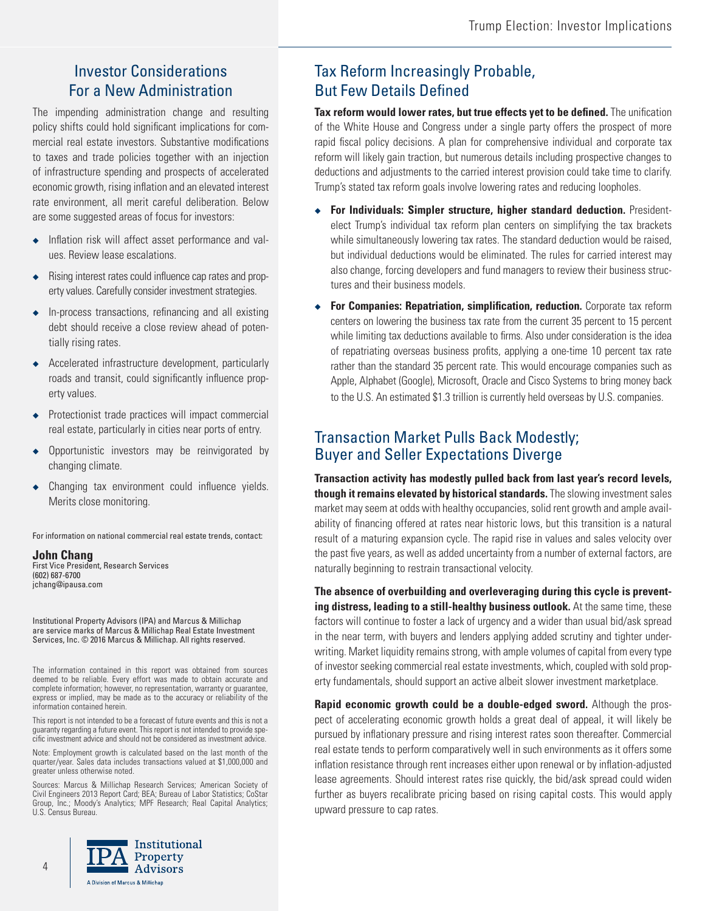## Investor Considerations For a New Administration

The impending administration change and resulting policy shifts could hold significant implications for commercial real estate investors. Substantive modifications to taxes and trade policies together with an injection of infrastructure spending and prospects of accelerated economic growth, rising inflation and an elevated interest rate environment, all merit careful deliberation. Below are some suggested areas of focus for investors:

- Inflation risk will affect asset performance and values. Review lease escalations.
- Rising interest rates could influence cap rates and property values. Carefully consider investment strategies.
- In-process transactions, refinancing and all existing debt should receive a close review ahead of potentially rising rates.
- Accelerated infrastructure development, particularly roads and transit, could significantly influence property values.
- Protectionist trade practices will impact commercial real estate, particularly in cities near ports of entry.
- Opportunistic investors may be reinvigorated by changing climate.
- Changing tax environment could influence yields. Merits close monitoring.

For information on national commercial real estate trends, contact:

**John Chang**
First Vice President, Research Services
(602) 687-6700
jchang@ipausa.com

Institutional Property Advisors (IPA) and Marcus & Millichap are service marks of Marcus & Millichap Real Estate Investment Services, Inc. © 2016 Marcus & Millichap. All rights reserved.

The information contained in this report was obtained from sources deemed to be reliable. Every effort was made to obtain accurate and complete information; however, no representation, warranty or guarantee, express or implied, may be made as to the accuracy or reliability of the information contained herein.

This report is not intended to be a forecast of future events and this is not a guaranty regarding a future event. This report is not intended to provide specific investment advice and should not be considered as investment advice.

Note: Employment growth is calculated based on the last month of the quarter/year. Sales data includes transactions valued at $1,000,000 and greater unless otherwise noted.

Sources: Marcus & Millichap Research Services; American Society of Civil Engineers 2013 Report Card; BEA; Bureau of Labor Statistics; CoStar Group, Inc.; Moody's Analytics; MPF Research; Real Capital Analytics; U.S. Census Bureau.

Institutional Property Advisors
A Division of Marcus & Millichap

## Tax Reform Increasingly Probable, But Few Details Defined

**Tax reform would lower rates, but true effects yet to be defined.** The unification of the White House and Congress under a single party offers the prospect of more rapid fiscal policy decisions. A plan for comprehensive individual and corporate tax reform will likely gain traction, but numerous details including prospective changes to deductions and adjustments to the carried interest provision could take time to clarify. Trump's stated tax reform goals involve lowering rates and reducing loopholes.

- **For Individuals: Simpler structure, higher standard deduction.** President-elect Trump's individual tax reform plan centers on simplifying the tax brackets while simultaneously lowering tax rates. The standard deduction would be raised, but individual deductions would be eliminated. The rules for carried interest may also change, forcing developers and fund managers to review their business structures and their business models.
- **For Companies: Repatriation, simplification, reduction.** Corporate tax reform centers on lowering the business tax rate from the current 35 percent to 15 percent while limiting tax deductions available to firms. Also under consideration is the idea of repatriating overseas business profits, applying a one-time 10 percent tax rate rather than the standard 35 percent rate. This would encourage companies such as Apple, Alphabet (Google), Microsoft, Oracle and Cisco Systems to bring money back to the U.S. An estimated $1.3 trillion is currently held overseas by U.S. companies.

## Transaction Market Pulls Back Modestly; Buyer and Seller Expectations Diverge

**Transaction activity has modestly pulled back from last year's record levels, though it remains elevated by historical standards.** The slowing investment sales market may seem at odds with healthy occupancies, solid rent growth and ample availability of financing offered at rates near historic lows, but this transition is a natural result of a maturing expansion cycle. The rapid rise in values and sales velocity over the past five years, as well as added uncertainty from a number of external factors, are naturally beginning to restrain transactional velocity.

**The absence of overbuilding and overleveraging during this cycle is preventing distress, leading to a still-healthy business outlook.** At the same time, these factors will continue to foster a lack of urgency and a wider than usual bid/ask spread in the near term, with buyers and lenders applying added scrutiny and tighter underwriting. Market liquidity remains strong, with ample volumes of capital from every type of investor seeking commercial real estate investments, which, coupled with sold property fundamentals, should support an active albeit slower investment marketplace.

**Rapid economic growth could be a double-edged sword.** Although the prospect of accelerating economic growth holds a great deal of appeal, it will likely be pursued by inflationary pressure and rising interest rates soon thereafter. Commercial real estate tends to perform comparatively well in such environments as it offers some inflation resistance through rent increases either upon renewal or by inflation-adjusted lease agreements. Should interest rates rise quickly, the bid/ask spread could widen further as buyers recalibrate pricing based on rising capital costs. This would apply upward pressure to cap rates.